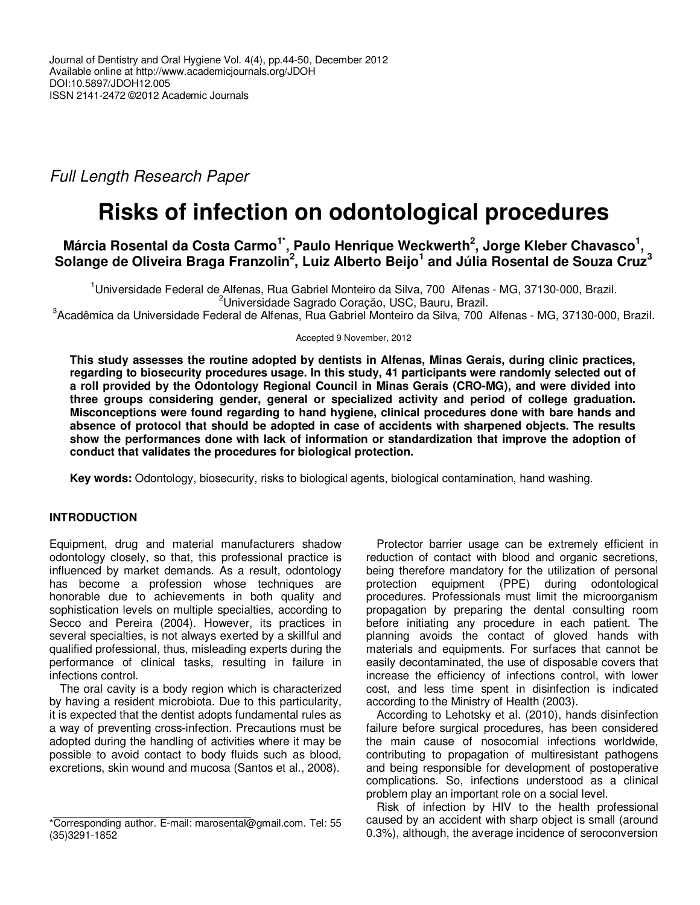Journal of Dentistry and Oral Hygiene Vol. 4(4), pp.44-50, December 2012
Available online at http://www.academicjournals.org/JDOH
DOI:10.5897/JDOH12.005
ISSN 2141-2472 ©2012 Academic Journals

*Full Length Research Paper*

# Risks of infection on odontological procedures

**Márcia Rosental da Costa Carmo[1*], Paulo Henrique Weckwerth[2], Jorge Kleber Chavasco[1], Solange de Oliveira Braga Franzolin[2], Luiz Alberto Beijo[1] and Júlia Rosental de Souza Cruz[3]**

[1]Universidade Federal de Alfenas, Rua Gabriel Monteiro da Silva, 700 Alfenas - MG, 37130-000, Brazil.
[2]Universidade Sagrado Coração, USC, Bauru, Brazil.
[3]Acadêmica da Universidade Federal de Alfenas, Rua Gabriel Monteiro da Silva, 700 Alfenas - MG, 37130-000, Brazil.

Accepted 9 November, 2012

**This study assesses the routine adopted by dentists in Alfenas, Minas Gerais, during clinic practices, regarding to biosecurity procedures usage. In this study, 41 participants were randomly selected out of a roll provided by the Odontology Regional Council in Minas Gerais (CRO-MG), and were divided into three groups considering gender, general or specialized activity and period of college graduation. Misconceptions were found regarding to hand hygiene, clinical procedures done with bare hands and absence of protocol that should be adopted in case of accidents with sharpened objects. The results show the performances done with lack of information or standardization that improve the adoption of conduct that validates the procedures for biological protection.**

**Key words:** Odontology, biosecurity, risks to biological agents, biological contamination, hand washing.

## INTRODUCTION

Equipment, drug and material manufacturers shadow odontology closely, so that, this professional practice is influenced by market demands. As a result, odontology has become a profession whose techniques are honorable due to achievements in both quality and sophistication levels on multiple specialties, according to Secco and Pereira (2004). However, its practices in several specialties, is not always exerted by a skillful and qualified professional, thus, misleading experts during the performance of clinical tasks, resulting in failure in infections control.

The oral cavity is a body region which is characterized by having a resident microbiota. Due to this particularity, it is expected that the dentist adopts fundamental rules as a way of preventing cross-infection. Precautions must be adopted during the handling of activities where it may be possible to avoid contact to body fluids such as blood, excretions, skin wound and mucosa (Santos et al., 2008).

Protector barrier usage can be extremely efficient in reduction of contact with blood and organic secretions, being therefore mandatory for the utilization of personal protection equipment (PPE) during odontological procedures. Professionals must limit the microorganism propagation by preparing the dental consulting room before initiating any procedure in each patient. The planning avoids the contact of gloved hands with materials and equipments. For surfaces that cannot be easily decontaminated, the use of disposable covers that increase the efficiency of infections control, with lower cost, and less time spent in disinfection is indicated according to the Ministry of Health (2003).

According to Lehotsky et al. (2010), hands disinfection failure before surgical procedures, has been considered the main cause of nosocomial infections worldwide, contributing to propagation of multiresistant pathogens and being responsible for development of postoperative complications. So, infections understood as a clinical problem play an important role on a social level.

Risk of infection by HIV to the health professional caused by an accident with sharp object is small (around 0.3%), although, the average incidence of seroconversion

*Corresponding author. E-mail: marosental@gmail.com. Tel: 55 (35)3291-1852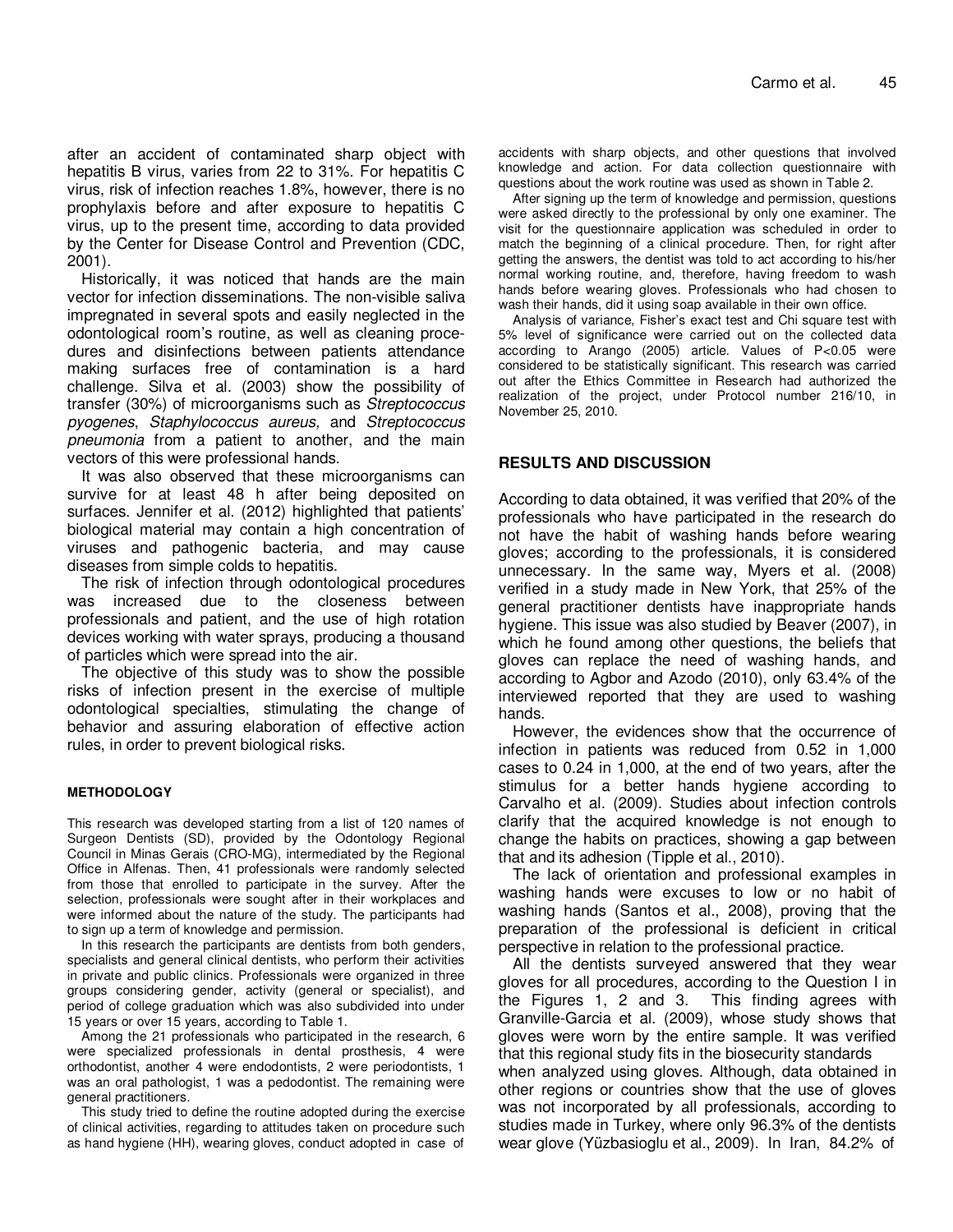after an accident of contaminated sharp object with hepatitis B virus, varies from 22 to 31%. For hepatitis C virus, risk of infection reaches 1.8%, however, there is no prophylaxis before and after exposure to hepatitis C virus, up to the present time, according to data provided by the Center for Disease Control and Prevention (CDC, 2001).

Historically, it was noticed that hands are the main vector for infection disseminations. The non-visible saliva impregnated in several spots and easily neglected in the odontological room's routine, as well as cleaning procedures and disinfections between patients attendance making surfaces free of contamination is a hard challenge. Silva et al. (2003) show the possibility of transfer (30%) of microorganisms such as *Streptococcus pyogenes*, *Staphylococcus aureus,* and *Streptococcus pneumonia* from a patient to another, and the main vectors of this were professional hands.

It was also observed that these microorganisms can survive for at least 48 h after being deposited on surfaces. Jennifer et al. (2012) highlighted that patients' biological material may contain a high concentration of viruses and pathogenic bacteria, and may cause diseases from simple colds to hepatitis.

The risk of infection through odontological procedures was increased due to the closeness between professionals and patient, and the use of high rotation devices working with water sprays, producing a thousand of particles which were spread into the air.

The objective of this study was to show the possible risks of infection present in the exercise of multiple odontological specialties, stimulating the change of behavior and assuring elaboration of effective action rules, in order to prevent biological risks.

#### METHODOLOGY

This research was developed starting from a list of 120 names of Surgeon Dentists (SD), provided by the Odontology Regional Council in Minas Gerais (CRO-MG), intermediated by the Regional Office in Alfenas. Then, 41 professionals were randomly selected from those that enrolled to participate in the survey. After the selection, professionals were sought after in their workplaces and were informed about the nature of the study. The participants had to sign up a term of knowledge and permission.

In this research the participants are dentists from both genders, specialists and general clinical dentists, who perform their activities in private and public clinics. Professionals were organized in three groups considering gender, activity (general or specialist), and period of college graduation which was also subdivided into under 15 years or over 15 years, according to Table 1.

Among the 21 professionals who participated in the research, 6 were specialized professionals in dental prosthesis, 4 were orthodontist, another 4 were endodontists, 2 were periodontists, 1 was an oral pathologist, 1 was a pedodontist. The remaining were general practitioners.

This study tried to define the routine adopted during the exercise of clinical activities, regarding to attitudes taken on procedure such as hand hygiene (HH), wearing gloves, conduct adopted in case of accidents with sharp objects, and other questions that involved knowledge and action. For data collection questionnaire with questions about the work routine was used as shown in Table 2.

After signing up the term of knowledge and permission, questions were asked directly to the professional by only one examiner. The visit for the questionnaire application was scheduled in order to match the beginning of a clinical procedure. Then, for right after getting the answers, the dentist was told to act according to his/her normal working routine, and, therefore, having freedom to wash hands before wearing gloves. Professionals who had chosen to wash their hands, did it using soap available in their own office.

Analysis of variance, Fisher's exact test and Chi square test with 5% level of significance were carried out on the collected data according to Arango (2005) article. Values of $P<0.05$ were considered to be statistically significant. This research was carried out after the Ethics Committee in Research had authorized the realization of the project, under Protocol number 216/10, in November 25, 2010.

## RESULTS AND DISCUSSION

According to data obtained, it was verified that 20% of the professionals who have participated in the research do not have the habit of washing hands before wearing gloves; according to the professionals, it is considered unnecessary. In the same way, Myers et al. (2008) verified in a study made in New York, that 25% of the general practitioner dentists have inappropriate hands hygiene. This issue was also studied by Beaver (2007), in which he found among other questions, the beliefs that gloves can replace the need of washing hands, and according to Agbor and Azodo (2010), only 63.4% of the interviewed reported that they are used to washing hands.

However, the evidences show that the occurrence of infection in patients was reduced from 0.52 in 1,000 cases to 0.24 in 1,000, at the end of two years, after the stimulus for a better hands hygiene according to Carvalho et al. (2009). Studies about infection controls clarify that the acquired knowledge is not enough to change the habits on practices, showing a gap between that and its adhesion (Tipple et al., 2010).

The lack of orientation and professional examples in washing hands were excuses to low or no habit of washing hands (Santos et al., 2008), proving that the preparation of the professional is deficient in critical perspective in relation to the professional practice.

All the dentists surveyed answered that they wear gloves for all procedures, according to the Question I in the Figures 1, 2 and 3. This finding agrees with Granville-Garcia et al. (2009), whose study shows that gloves were worn by the entire sample. It was verified that this regional study fits in the biosecurity standards when analyzed using gloves. Although, data obtained in other regions or countries show that the use of gloves was not incorporated by all professionals, according to studies made in Turkey, where only 96.3% of the dentists wear glove (Yüzbasioglu et al., 2009). In Iran, 84.2% of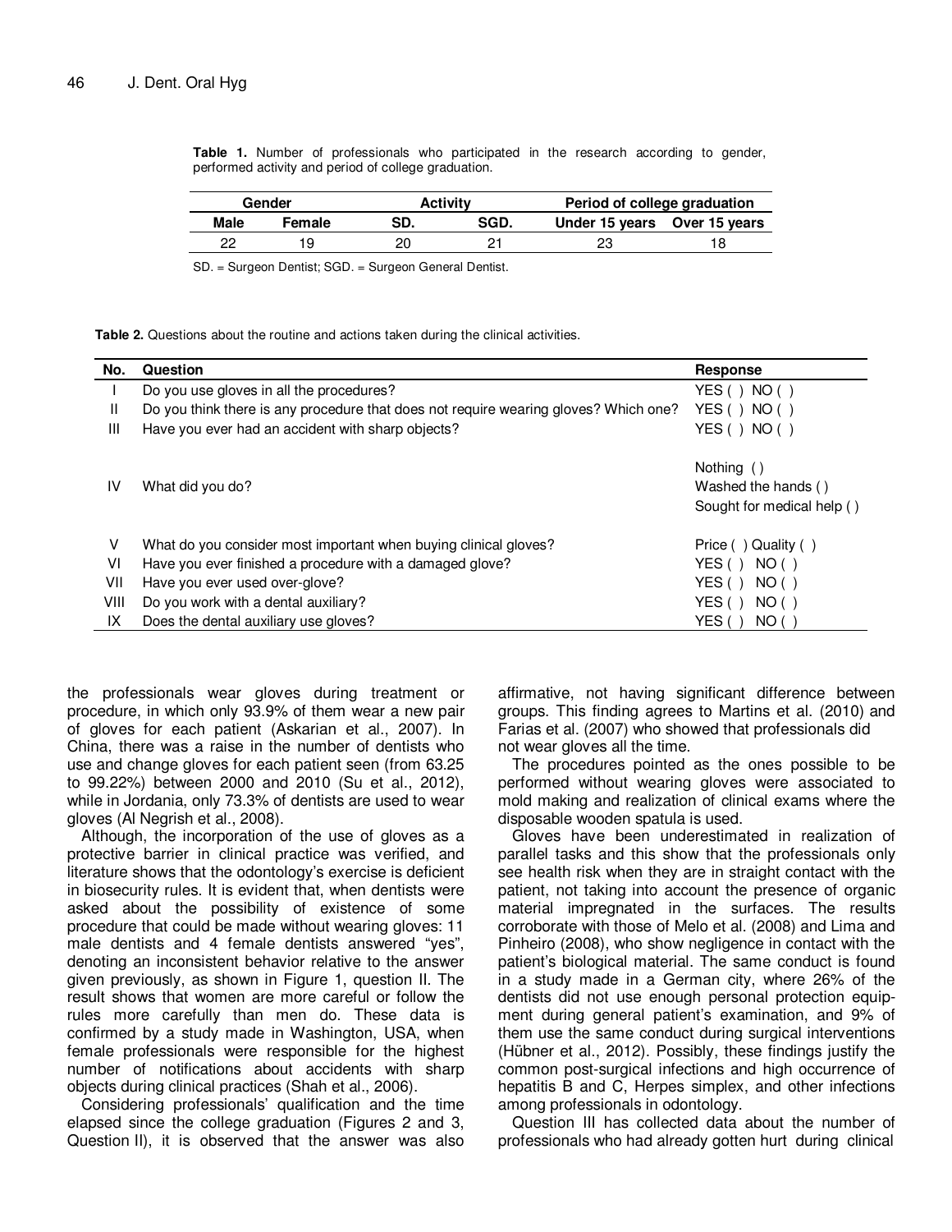**Table 1.** Number of professionals who participated in the research according to gender, performed activity and period of college graduation.

| Gender | | Activity | | Period of college graduation | |
|---|---|---|---|---|---|
| Male | Female | SD. | SGD. | Under 15 years | Over 15 years |
| 22 | 19 | 20 | 21 | 23 | 18 |

SD. = Surgeon Dentist; SGD. = Surgeon General Dentist.

**Table 2.** Questions about the routine and actions taken during the clinical activities.

| No. | Question | Response |
|---|---|---|
| I | Do you use gloves in all the procedures? | YES ( ) NO ( ) |
| II | Do you think there is any procedure that does not require wearing gloves? Which one? | YES ( ) NO ( ) |
| III | Have you ever had an accident with sharp objects? | YES ( ) NO ( ) |
| IV | What did you do? | Nothing ( )<br>Washed the hands ( )<br>Sought for medical help ( ) |
| V | What do you consider most important when buying clinical gloves? | Price ( ) Quality ( ) |
| VI | Have you ever finished a procedure with a damaged glove? | YES ( ) NO ( ) |
| VII | Have you ever used over-glove? | YES ( ) NO ( ) |
| VIII | Do you work with a dental auxiliary? | YES ( ) NO ( ) |
| IX | Does the dental auxiliary use gloves? | YES ( ) NO ( ) |

the professionals wear gloves during treatment or procedure, in which only 93.9% of them wear a new pair of gloves for each patient (Askarian et al., 2007). In China, there was a raise in the number of dentists who use and change gloves for each patient seen (from 63.25 to 99.22%) between 2000 and 2010 (Su et al., 2012), while in Jordania, only 73.3% of dentists are used to wear gloves (Al Negrish et al., 2008).

Although, the incorporation of the use of gloves as a protective barrier in clinical practice was verified, and literature shows that the odontology's exercise is deficient in biosecurity rules. It is evident that, when dentists were asked about the possibility of existence of some procedure that could be made without wearing gloves: 11 male dentists and 4 female dentists answered "yes", denoting an inconsistent behavior relative to the answer given previously, as shown in Figure 1, question II. The result shows that women are more careful or follow the rules more carefully than men do. These data is confirmed by a study made in Washington, USA, when female professionals were responsible for the highest number of notifications about accidents with sharp objects during clinical practices (Shah et al., 2006).

Considering professionals' qualification and the time elapsed since the college graduation (Figures 2 and 3, Question II), it is observed that the answer was also affirmative, not having significant difference between groups. This finding agrees to Martins et al. (2010) and Farias et al. (2007) who showed that professionals did not wear gloves all the time.

The procedures pointed as the ones possible to be performed without wearing gloves were associated to mold making and realization of clinical exams where the disposable wooden spatula is used.

Gloves have been underestimated in realization of parallel tasks and this show that the professionals only see health risk when they are in straight contact with the patient, not taking into account the presence of organic material impregnated in the surfaces. The results corroborate with those of Melo et al. (2008) and Lima and Pinheiro (2008), who show negligence in contact with the patient's biological material. The same conduct is found in a study made in a German city, where 26% of the dentists did not use enough personal protection equipment during general patient's examination, and 9% of them use the same conduct during surgical interventions (Hübner et al., 2012). Possibly, these findings justify the common post-surgical infections and high occurrence of hepatitis B and C, Herpes simplex, and other infections among professionals in odontology.

Question III has collected data about the number of professionals who had already gotten hurt during clinical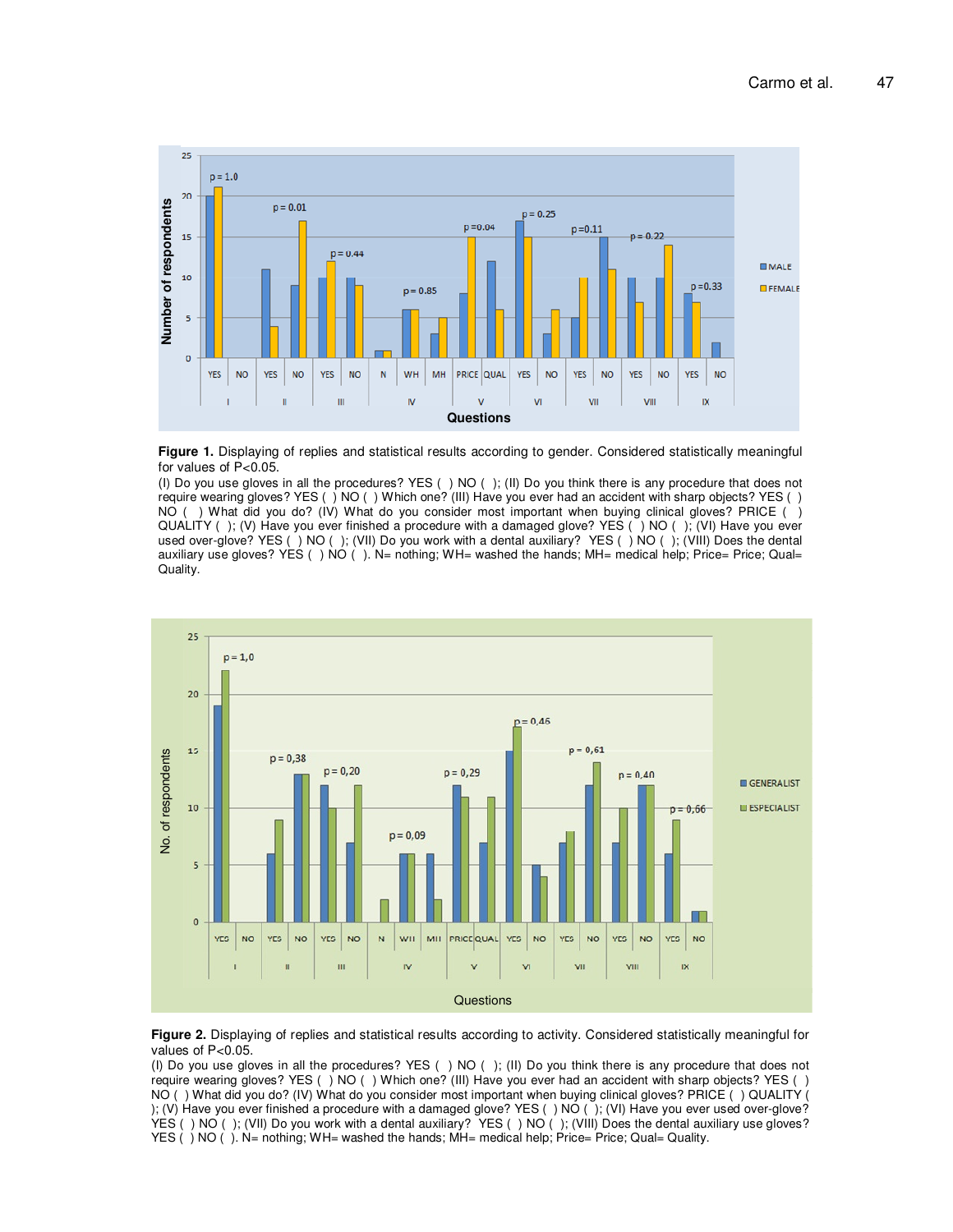**Figure 1.** Displaying of replies and statistical results according to gender. Considered statistically meaningful for values of P<0.05.
(I) Do you use gloves in all the procedures? YES ( ) NO ( ); (II) Do you think there is any procedure that does not require wearing gloves? YES ( ) NO ( ) Which one? (III) Have you ever had an accident with sharp objects? YES ( ) NO ( ) What did you do? (IV) What do you consider most important when buying clinical gloves? PRICE ( ) QUALITY ( ); (V) Have you ever finished a procedure with a damaged glove? YES ( ) NO ( ); (VI) Have you ever used over-glove? YES ( ) NO ( ); (VII) Do you work with a dental auxiliary? YES ( ) NO ( ); (VIII) Does the dental auxiliary use gloves? YES ( ) NO ( ). N= nothing; WH= washed the hands; MH= medical help; Price= Price; Qual= Quality.

**Figure 2.** Displaying of replies and statistical results according to activity. Considered statistically meaningful for values of P<0.05.
(I) Do you use gloves in all the procedures? YES ( ) NO ( ); (II) Do you think there is any procedure that does not require wearing gloves? YES ( ) NO ( ) Which one? (III) Have you ever had an accident with sharp objects? YES ( ) NO ( ) What did you do? (IV) What do you consider most important when buying clinical gloves? PRICE ( ) QUALITY ( ); (V) Have you ever finished a procedure with a damaged glove? YES ( ) NO ( ); (VI) Have you ever used over-glove? YES ( ) NO ( ); (VII) Do you work with a dental auxiliary? YES ( ) NO ( ); (VIII) Does the dental auxiliary use gloves? YES ( ) NO ( ). N= nothing; WH= washed the hands; MH= medical help; Price= Price; Qual= Quality.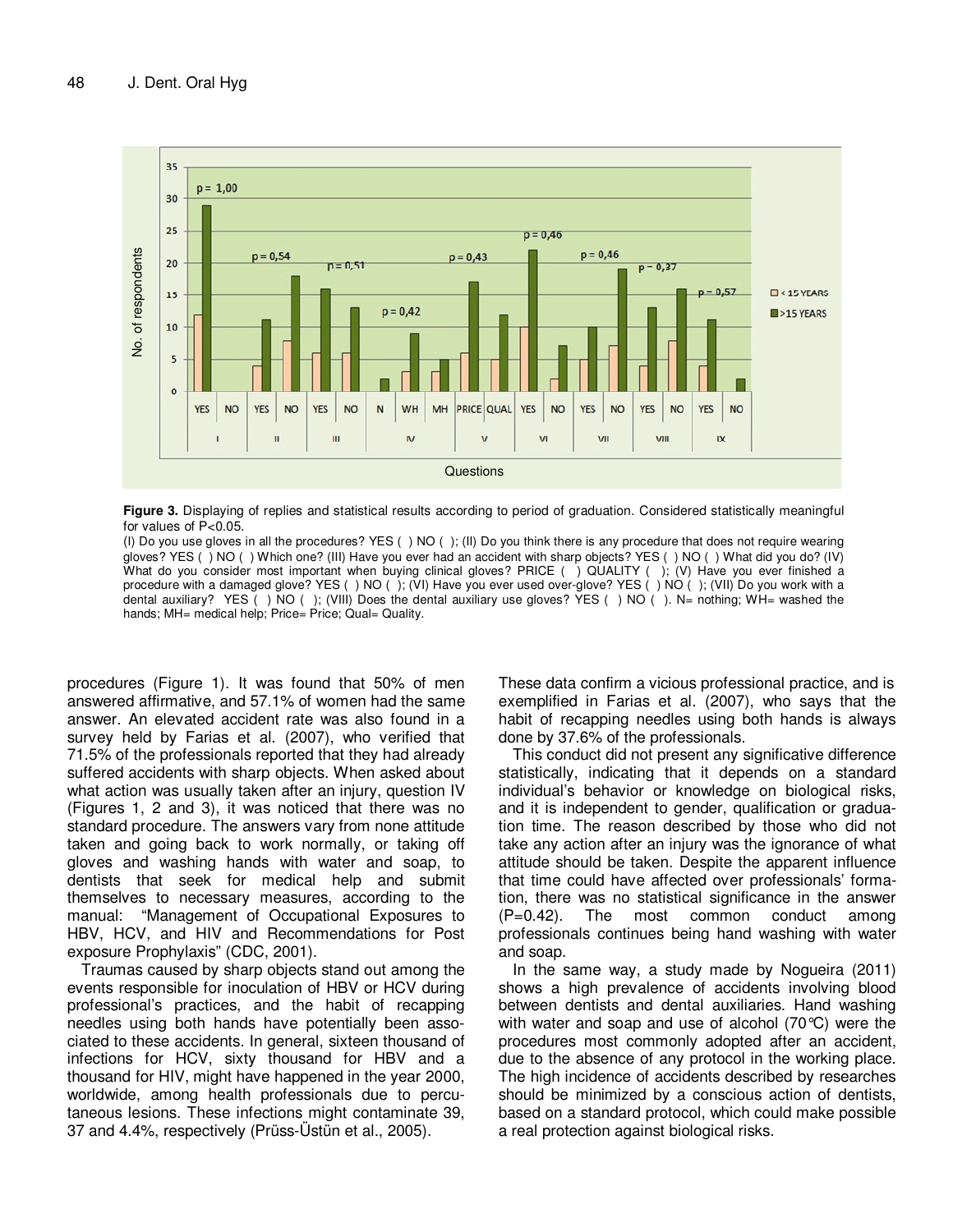**Figure 3.** Displaying of replies and statistical results according to period of graduation. Considered statistically meaningful for values of P<0.05.

(I) Do you use gloves in all the procedures? YES ( ) NO ( ); (II) Do you think there is any procedure that does not require wearing gloves? YES ( ) NO ( ) Which one? (III) Have you ever had an accident with sharp objects? YES ( ) NO ( ) What did you do? (IV) What do you consider most important when buying clinical gloves? PRICE ( ) QUALITY ( ); (V) Have you ever finished a procedure with a damaged glove? YES ( ) NO ( ); (VI) Have you ever used over-glove? YES ( ) NO ( ); (VII) Do you work with a dental auxiliary? YES ( ) NO ( ); (VIII) Does the dental auxiliary use gloves? YES ( ) NO ( ). N= nothing; WH= washed the hands; MH= medical help; Price= Price; Qual= Quality.

procedures (Figure 1). It was found that 50% of men answered affirmative, and 57.1% of women had the same answer. An elevated accident rate was also found in a survey held by Farias et al. (2007), who verified that 71.5% of the professionals reported that they had already suffered accidents with sharp objects. When asked about what action was usually taken after an injury, question IV (Figures 1, 2 and 3), it was noticed that there was no standard procedure. The answers vary from none attitude taken and going back to work normally, or taking off gloves and washing hands with water and soap, to dentists that seek for medical help and submit themselves to necessary measures, according to the manual: "Management of Occupational Exposures to HBV, HCV, and HIV and Recommendations for Post exposure Prophylaxis" (CDC, 2001).

Traumas caused by sharp objects stand out among the events responsible for inoculation of HBV or HCV during professional's practices, and the habit of recapping needles using both hands have potentially been associated to these accidents. In general, sixteen thousand of infections for HCV, sixty thousand for HBV and a thousand for HIV, might have happened in the year 2000, worldwide, among health professionals due to percutaneous lesions. These infections might contaminate 39, 37 and 4.4%, respectively (Prüss-Üstün et al., 2005).

These data confirm a vicious professional practice, and is exemplified in Farias et al. (2007), who says that the habit of recapping needles using both hands is always done by 37.6% of the professionals.

This conduct did not present any significative difference statistically, indicating that it depends on a standard individual's behavior or knowledge on biological risks, and it is independent to gender, qualification or graduation time. The reason described by those who did not take any action after an injury was the ignorance of what attitude should be taken. Despite the apparent influence that time could have affected over professionals' formation, there was no statistical significance in the answer (P=0.42). The most common conduct among professionals continues being hand washing with water and soap.

In the same way, a study made by Nogueira (2011) shows a high prevalence of accidents involving blood between dentists and dental auxiliaries. Hand washing with water and soap and use of alcohol (70°C) were the procedures most commonly adopted after an accident, due to the absence of any protocol in the working place. The high incidence of accidents described by researches should be minimized by a conscious action of dentists, based on a standard protocol, which could make possible a real protection against biological risks.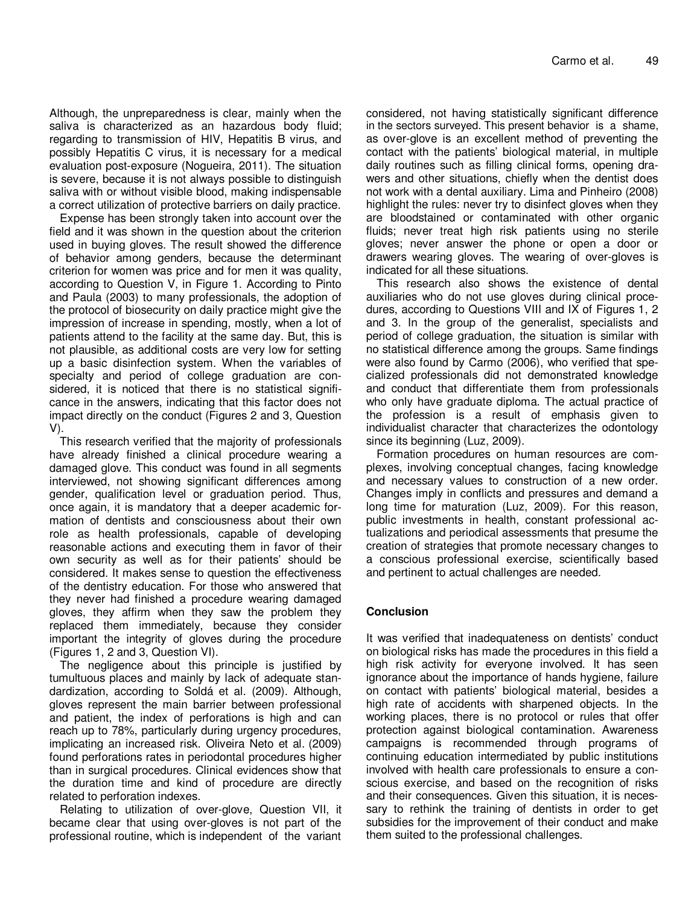Although, the unpreparedness is clear, mainly when the saliva is characterized as an hazardous body fluid; regarding to transmission of HIV, Hepatitis B virus, and possibly Hepatitis C virus, it is necessary for a medical evaluation post-exposure (Nogueira, 2011). The situation is severe, because it is not always possible to distinguish saliva with or without visible blood, making indispensable a correct utilization of protective barriers on daily practice.

Expense has been strongly taken into account over the field and it was shown in the question about the criterion used in buying gloves. The result showed the difference of behavior among genders, because the determinant criterion for women was price and for men it was quality, according to Question V, in Figure 1. According to Pinto and Paula (2003) to many professionals, the adoption of the protocol of biosecurity on daily practice might give the impression of increase in spending, mostly, when a lot of patients attend to the facility at the same day. But, this is not plausible, as additional costs are very low for setting up a basic disinfection system. When the variables of specialty and period of college graduation are considered, it is noticed that there is no statistical significance in the answers, indicating that this factor does not impact directly on the conduct (Figures 2 and 3, Question V).

This research verified that the majority of professionals have already finished a clinical procedure wearing a damaged glove. This conduct was found in all segments interviewed, not showing significant differences among gender, qualification level or graduation period. Thus, once again, it is mandatory that a deeper academic formation of dentists and consciousness about their own role as health professionals, capable of developing reasonable actions and executing them in favor of their own security as well as for their patients' should be considered. It makes sense to question the effectiveness of the dentistry education. For those who answered that they never had finished a procedure wearing damaged gloves, they affirm when they saw the problem they replaced them immediately, because they consider important the integrity of gloves during the procedure (Figures 1, 2 and 3, Question VI).

The negligence about this principle is justified by tumultuous places and mainly by lack of adequate standardization, according to Soldá et al. (2009). Although, gloves represent the main barrier between professional and patient, the index of perforations is high and can reach up to 78%, particularly during urgency procedures, implicating an increased risk. Oliveira Neto et al. (2009) found perforations rates in periodontal procedures higher than in surgical procedures. Clinical evidences show that the duration time and kind of procedure are directly related to perforation indexes.

Relating to utilization of over-glove, Question VII, it became clear that using over-gloves is not part of the professional routine, which is independent of the variant considered, not having statistically significant difference in the sectors surveyed. This present behavior is a shame, as over-glove is an excellent method of preventing the contact with the patients' biological material, in multiple daily routines such as filling clinical forms, opening drawers and other situations, chiefly when the dentist does not work with a dental auxiliary. Lima and Pinheiro (2008) highlight the rules: never try to disinfect gloves when they are bloodstained or contaminated with other organic fluids; never treat high risk patients using no sterile gloves; never answer the phone or open a door or drawers wearing gloves. The wearing of over-gloves is indicated for all these situations.

This research also shows the existence of dental auxiliaries who do not use gloves during clinical procedures, according to Questions VIII and IX of Figures 1, 2 and 3. In the group of the generalist, specialists and period of college graduation, the situation is similar with no statistical difference among the groups. Same findings were also found by Carmo (2006), who verified that specialized professionals did not demonstrated knowledge and conduct that differentiate them from professionals who only have graduate diploma. The actual practice of the profession is a result of emphasis given to individualist character that characterizes the odontology since its beginning (Luz, 2009).

Formation procedures on human resources are complexes, involving conceptual changes, facing knowledge and necessary values to construction of a new order. Changes imply in conflicts and pressures and demand a long time for maturation (Luz, 2009). For this reason, public investments in health, constant professional actualizations and periodical assessments that presume the creation of strategies that promote necessary changes to a conscious professional exercise, scientifically based and pertinent to actual challenges are needed.

## Conclusion

It was verified that inadequateness on dentists' conduct on biological risks has made the procedures in this field a high risk activity for everyone involved. It has seen ignorance about the importance of hands hygiene, failure on contact with patients' biological material, besides a high rate of accidents with sharpened objects. In the working places, there is no protocol or rules that offer protection against biological contamination. Awareness campaigns is recommended through programs of continuing education intermediated by public institutions involved with health care professionals to ensure a conscious exercise, and based on the recognition of risks and their consequences. Given this situation, it is necessary to rethink the training of dentists in order to get subsidies for the improvement of their conduct and make them suited to the professional challenges.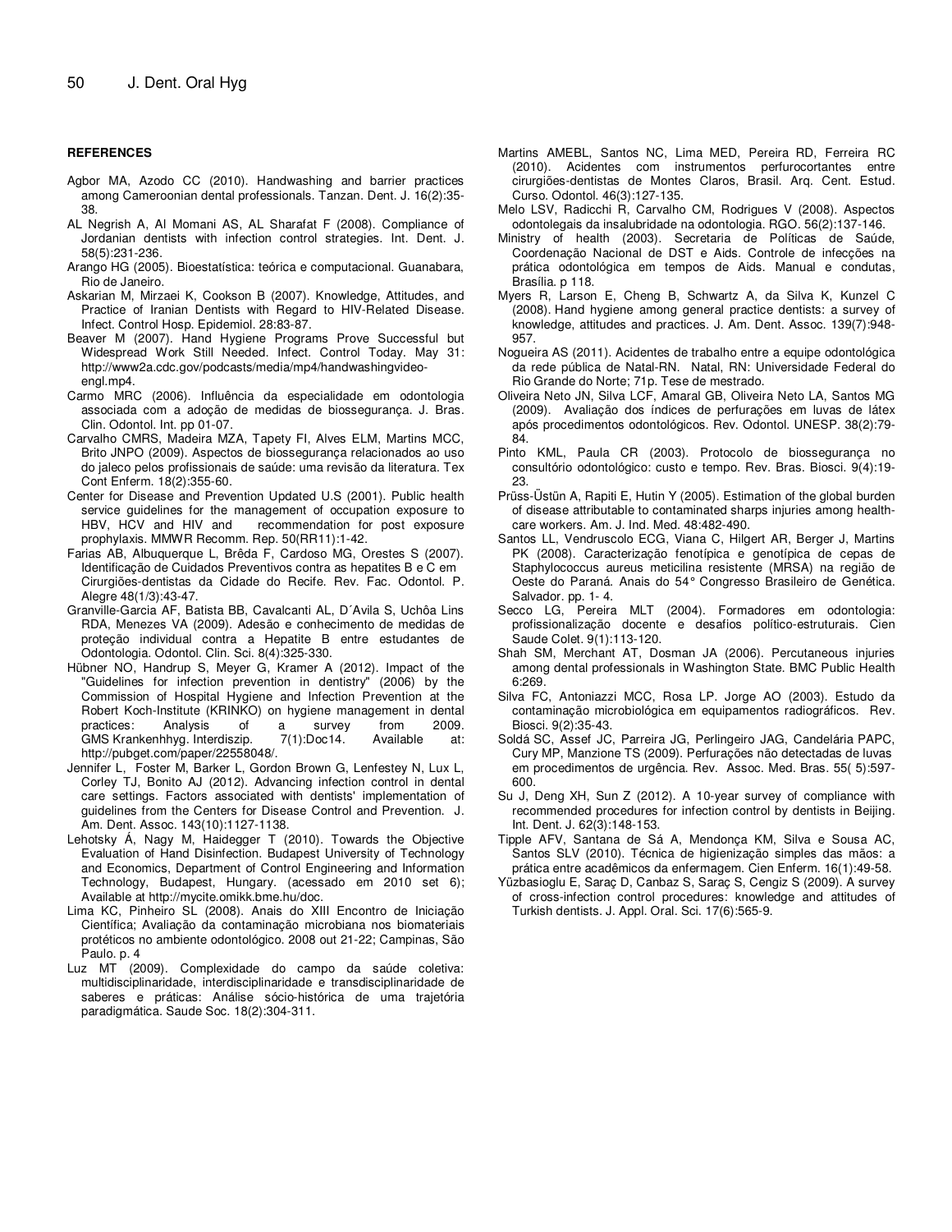## REFERENCES

Agbor MA, Azodo CC (2010). Handwashing and barrier practices among Cameroonian dental professionals. Tanzan. Dent. J. 16(2):35-38.

AL Negrish A, Al Momani AS, AL Sharafat F (2008). Compliance of Jordanian dentists with infection control strategies. Int. Dent. J. 58(5):231-236.

Arango HG (2005). Bioestatística: teórica e computacional. Guanabara, Rio de Janeiro.

Askarian M, Mirzaei K, Cookson B (2007). Knowledge, Attitudes, and Practice of Iranian Dentists with Regard to HIV-Related Disease. Infect. Control Hosp. Epidemiol. 28:83-87.

Beaver M (2007). Hand Hygiene Programs Prove Successful but Widespread Work Still Needed. Infect. Control Today. May 31: http://www2a.cdc.gov/podcasts/media/mp4/handwashingvideo-engl.mp4.

Carmo MRC (2006). Influência da especialidade em odontologia associada com a adoção de medidas de biossegurança. J. Bras. Clin. Odontol. Int. pp 01-07.

Carvalho CMRS, Madeira MZA, Tapety FI, Alves ELM, Martins MCC, Brito JNPO (2009). Aspectos de biossegurança relacionados ao uso do jaleco pelos profissionais de saúde: uma revisão da literatura. Tex Cont Enferm. 18(2):355-60.

Center for Disease and Prevention Updated U.S (2001). Public health service guidelines for the management of occupation exposure to HBV, HCV and HIV and recommendation for post exposure prophylaxis. MMWR Recomm. Rep. 50(RR11):1-42.

Farias AB, Albuquerque L, Brêda F, Cardoso MG, Orestes S (2007). Identificação de Cuidados Preventivos contra as hepatites B e C em Cirurgiões-dentistas da Cidade do Recife. Rev. Fac. Odontol. P. Alegre 48(1/3):43-47.

Granville-Garcia AF, Batista BB, Cavalcanti AL, D´Avila S, Uchôa Lins RDA, Menezes VA (2009). Adesão e conhecimento de medidas de proteção individual contra a Hepatite B entre estudantes de Odontologia. Odontol. Clin. Sci. 8(4):325-330.

Hübner NO, Handrup S, Meyer G, Kramer A (2012). Impact of the "Guidelines for infection prevention in dentistry" (2006) by the Commission of Hospital Hygiene and Infection Prevention at the Robert Koch-Institute (KRINKO) on hygiene management in dental practices: Analysis of a survey from 2009. GMS Krankenhhyg. Interdiszip. 7(1):Doc14. Available at: http://pubget.com/paper/22558048/.

Jennifer L, Foster M, Barker L, Gordon Brown G, Lenfestey N, Lux L, Corley TJ, Bonito AJ (2012). Advancing infection control in dental care settings. Factors associated with dentists' implementation of guidelines from the Centers for Disease Control and Prevention. J. Am. Dent. Assoc. 143(10):1127-1138.

Lehotsky Á, Nagy M, Haidegger T (2010). Towards the Objective Evaluation of Hand Disinfection. Budapest University of Technology and Economics, Department of Control Engineering and Information Technology, Budapest, Hungary. (acessado em 2010 set 6); Available at http://mycite.omikk.bme.hu/doc.

Lima KC, Pinheiro SL (2008). Anais do XIII Encontro de Iniciação Científica; Avaliação da contaminação microbiana nos biomateriais protéticos no ambiente odontológico. 2008 out 21-22; Campinas, São Paulo. p. 4

Luz MT (2009). Complexidade do campo da saúde coletiva: multidisciplinaridade, interdisciplinaridade e transdisciplinaridade de saberes e práticas: Análise sócio-histórica de uma trajetória paradigmática. Saude Soc. 18(2):304-311.

Martins AMEBL, Santos NC, Lima MED, Pereira RD, Ferreira RC (2010). Acidentes com instrumentos perfurocortantes entre cirurgiões-dentistas de Montes Claros, Brasil. Arq. Cent. Estud. Curso. Odontol. 46(3):127-135.

Melo LSV, Radicchi R, Carvalho CM, Rodrigues V (2008). Aspectos odontolegais da insalubridade na odontologia. RGO. 56(2):137-146.

Ministry of health (2003). Secretaria de Políticas de Saúde, Coordenação Nacional de DST e Aids. Controle de infecções na prática odontológica em tempos de Aids. Manual e condutas, Brasília. p 118.

Myers R, Larson E, Cheng B, Schwartz A, da Silva K, Kunzel C (2008). Hand hygiene among general practice dentists: a survey of knowledge, attitudes and practices. J. Am. Dent. Assoc. 139(7):948-957.

Nogueira AS (2011). Acidentes de trabalho entre a equipe odontológica da rede pública de Natal-RN. Natal, RN: Universidade Federal do Rio Grande do Norte; 71p. Tese de mestrado.

Oliveira Neto JN, Silva LCF, Amaral GB, Oliveira Neto LA, Santos MG (2009). Avaliação dos índices de perfurações em luvas de látex após procedimentos odontológicos. Rev. Odontol. UNESP. 38(2):79-84.

Pinto KML, Paula CR (2003). Protocolo de biossegurança no consultório odontológico: custo e tempo. Rev. Bras. Biosci. 9(4):19-23.

Prüss-Üstün A, Rapiti E, Hutin Y (2005). Estimation of the global burden of disease attributable to contaminated sharps injuries among health-care workers. Am. J. Ind. Med. 48:482-490.

Santos LL, Vendruscolo ECG, Viana C, Hilgert AR, Berger J, Martins PK (2008). Caracterização fenotípica e genotípica de cepas de Staphylococcus aureus meticilina resistente (MRSA) na região de Oeste do Paraná. Anais do 54° Congresso Brasileiro de Genética. Salvador. pp. 1- 4.

Secco LG, Pereira MLT (2004). Formadores em odontologia: profissionalização docente e desafios político-estruturais. Cien Saude Colet. 9(1):113-120.

Shah SM, Merchant AT, Dosman JA (2006). Percutaneous injuries among dental professionals in Washington State. BMC Public Health 6:269.

Silva FC, Antoniazzi MCC, Rosa LP. Jorge AO (2003). Estudo da contaminação microbiológica em equipamentos radiográficos. Rev. Biosci. 9(2):35-43.

Soldá SC, Assef JC, Parreira JG, Perlingeiro JAG, Candelária PAPC, Cury MP, Manzione TS (2009). Perfurações não detectadas de luvas em procedimentos de urgência. Rev. Assoc. Med. Bras. 55( 5):597-600.

Su J, Deng XH, Sun Z (2012). A 10-year survey of compliance with recommended procedures for infection control by dentists in Beijing. Int. Dent. J. 62(3):148-153.

Tipple AFV, Santana de Sá A, Mendonça KM, Silva e Sousa AC, Santos SLV (2010). Técnica de higienização simples das mãos: a prática entre acadêmicos da enfermagem. Cien Enferm. 16(1):49-58.

Yüzbasioglu E, Saraç D, Canbaz S, Saraç S, Cengiz S (2009). A survey of cross-infection control procedures: knowledge and attitudes of Turkish dentists. J. Appl. Oral. Sci. 17(6):565-9.